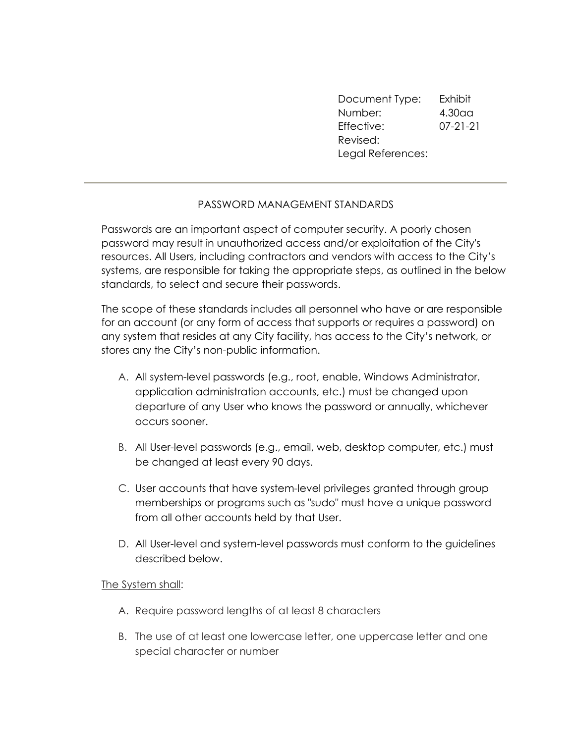| Document Type: | Exhibit |
| --- | --- |
| Number: | 4.30aa |
| Effective: | 07-21-21 |
| Revised: | |
| Legal References: | |

---

## PASSWORD MANAGEMENT STANDARDS

Passwords are an important aspect of computer security. A poorly chosen password may result in unauthorized access and/or exploitation of the City's resources. All Users, including contractors and vendors with access to the City's systems, are responsible for taking the appropriate steps, as outlined in the below standards, to select and secure their passwords.

The scope of these standards includes all personnel who have or are responsible for an account (or any form of access that supports or requires a password) on any system that resides at any City facility, has access to the City's network, or stores any the City's non-public information.

A. All system-level passwords (e.g., root, enable, Windows Administrator, application administration accounts, etc.) must be changed upon departure of any User who knows the password or annually, whichever occurs sooner.

B. All User-level passwords (e.g., email, web, desktop computer, etc.) must be changed at least every 90 days.

C. User accounts that have system-level privileges granted through group memberships or programs such as "sudo" must have a unique password from all other accounts held by that User.

D. All User-level and system-level passwords must conform to the guidelines described below.

<u>The System shall</u>:

A. Require password lengths of at least 8 characters

B. The use of at least one lowercase letter, one uppercase letter and one special character or number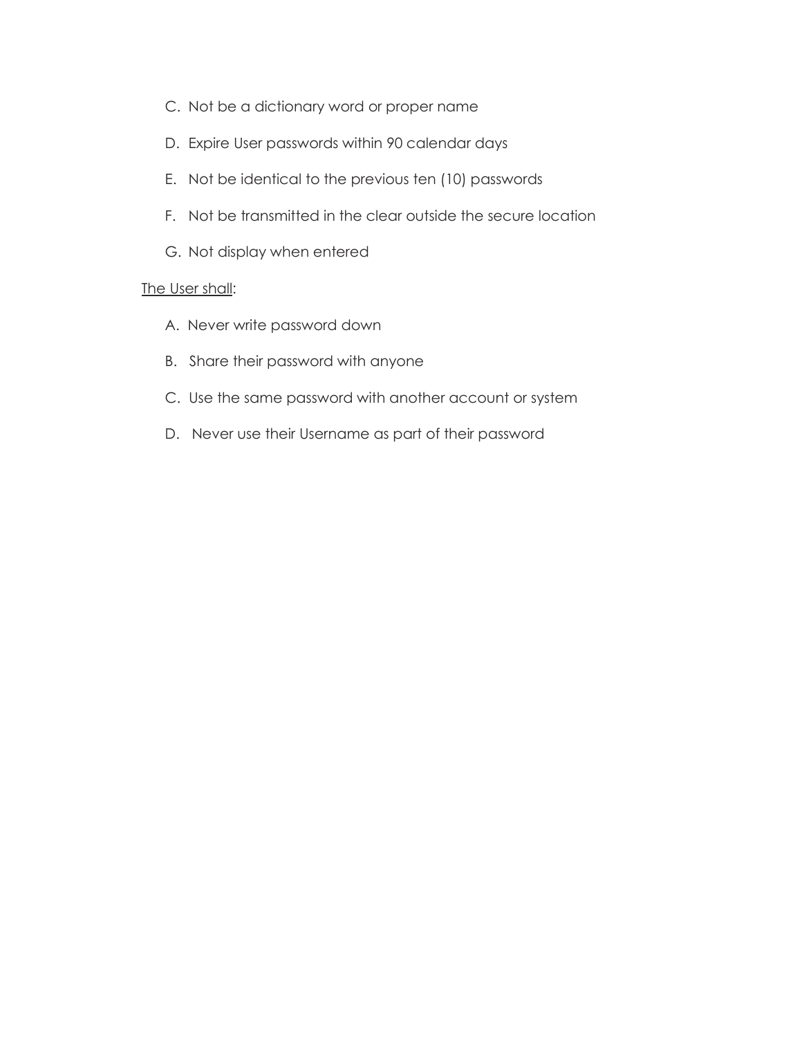C. Not be a dictionary word or proper name

D. Expire User passwords within 90 calendar days

E. Not be identical to the previous ten (10) passwords

F. Not be transmitted in the clear outside the secure location

G. Not display when entered

<u>The User shall</u>:

A. Never write password down

B. Share their password with anyone

C. Use the same password with another account or system

D. Never use their Username as part of their password